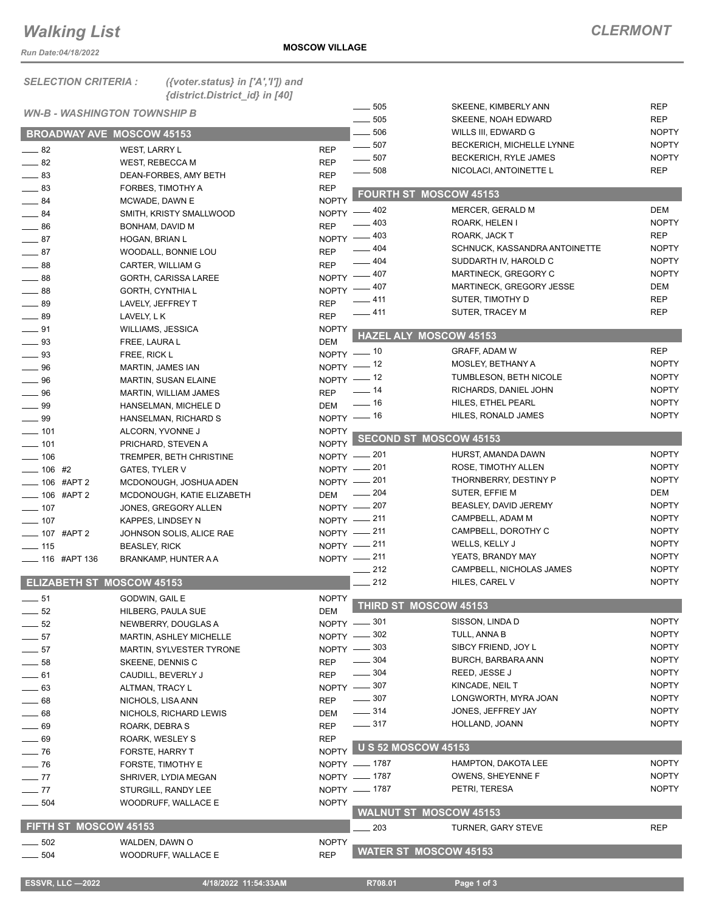# Walking List

**CLERMONT**

**MOSCOW VILLAGE**

*Run Date:04/18/2022*

*SELECTION CRITERIA : ({voter.status} in ['A','I']) and {district.District_id} in [40]*

*WN-B - WASHINGTON TOWNSHIP B*

## BROADWAY AVE MOSCOW 45153

| No. | Name | Party |
|---|---|---|
| ____ 82 | WEST, LARRY L | REP |
| ____ 82 | WEST, REBECCA M | REP |
| ____ 83 | DEAN-FORBES, AMY BETH | REP |
| ____ 83 | FORBES, TIMOTHY A | REP |
| ____ 84 | MCWADE, DAWN E | NOPTY |
| ____ 84 | SMITH, KRISTY SMALLWOOD | NOPTY |
| ____ 86 | BONHAM, DAVID M | REP |
| ____ 87 | HOGAN, BRIAN L | NOPTY |
| ____ 87 | WOODALL, BONNIE LOU | REP |
| ____ 88 | CARTER, WILLIAM G | REP |
| ____ 88 | GORTH, CARISSA LAREE | NOPTY |
| ____ 88 | GORTH, CYNTHIA L | NOPTY |
| ____ 89 | LAVELY, JEFFREY T | REP |
| ____ 89 | LAVELY, L K | REP |
| ____ 91 | WILLIAMS, JESSICA | NOPTY |
| ____ 93 | FREE, LAURA L | DEM |
| ____ 93 | FREE, RICK L | NOPTY |
| ____ 96 | MARTIN, JAMES IAN | NOPTY |
| ____ 96 | MARTIN, SUSAN ELAINE | NOPTY |
| ____ 96 | MARTIN, WILLIAM JAMES | REP |
| ____ 99 | HANSELMAN, MICHELE D | DEM |
| ____ 99 | HANSELMAN, RICHARD S | NOPTY |
| ____ 101 | ALCORN, YVONNE J | NOPTY |
| ____ 101 | PRICHARD, STEVEN A | NOPTY |
| ____ 106 | TREMPER, BETH CHRISTINE | NOPTY |
| ____ 106 #2 | GATES, TYLER V | NOPTY |
| ____ 106 #APT 2 | MCDONOUGH, JOSHUA ADEN | NOPTY |
| ____ 106 #APT 2 | MCDONOUGH, KATIE ELIZABETH | DEM |
| ____ 107 | JONES, GREGORY ALLEN | NOPTY |
| ____ 107 | KAPPES, LINDSEY N | NOPTY |
| ____ 107 #APT 2 | JOHNSON SOLIS, ALICE RAE | NOPTY |
| ____ 115 | BEASLEY, RICK | NOPTY |
| ____ 116 #APT 136 | BRANKAMP, HUNTER A A | NOPTY |

## ELIZABETH ST MOSCOW 45153

| No. | Name | Party |
|---|---|---|
| ____ 51 | GODWIN, GAIL E | NOPTY |
| ____ 52 | HILBERG, PAULA SUE | DEM |
| ____ 52 | NEWBERRY, DOUGLAS A | NOPTY |
| ____ 57 | MARTIN, ASHLEY MICHELLE | NOPTY |
| ____ 57 | MARTIN, SYLVESTER TYRONE | NOPTY |
| ____ 58 | SKEENE, DENNIS C | REP |
| ____ 61 | CAUDILL, BEVERLY J | REP |
| ____ 63 | ALTMAN, TRACY L | NOPTY |
| ____ 68 | NICHOLS, LISA ANN | REP |
| ____ 68 | NICHOLS, RICHARD LEWIS | DEM |
| ____ 69 | ROARK, DEBRA S | REP |
| ____ 69 | ROARK, WESLEY S | REP |
| ____ 76 | FORSTE, HARRY T | NOPTY |
| ____ 76 | FORSTE, TIMOTHY E | NOPTY |
| ____ 77 | SHRIVER, LYDIA MEGAN | NOPTY |
| ____ 77 | STURGILL, RANDY LEE | NOPTY |
| ____ 504 | WOODRUFF, WALLACE E | NOPTY |

## FIFTH ST MOSCOW 45153

| No. | Name | Party |
|---|---|---|
| ____ 502 | WALDEN, DAWN O | NOPTY |
| ____ 504 | WOODRUFF, WALLACE E | REP |
| ____ 505 | SKEENE, KIMBERLY ANN | REP |
| ____ 505 | SKEENE, NOAH EDWARD | REP |
| ____ 506 | WILLS III, EDWARD G | NOPTY |
| ____ 507 | BECKERICH, MICHELLE LYNNE | NOPTY |
| ____ 507 | BECKERICH, RYLE JAMES | NOPTY |
| ____ 508 | NICOLACI, ANTOINETTE L | REP |

## FOURTH ST MOSCOW 45153

| No. | Name | Party |
|---|---|---|
| ____ 402 | MERCER, GERALD M | DEM |
| ____ 403 | ROARK, HELEN I | NOPTY |
| ____ 403 | ROARK, JACK T | REP |
| ____ 404 | SCHNUCK, KASSANDRA ANTOINETTE | NOPTY |
| ____ 404 | SUDDARTH IV, HAROLD C | NOPTY |
| ____ 407 | MARTINECK, GREGORY C | NOPTY |
| ____ 407 | MARTINECK, GREGORY JESSE | DEM |
| ____ 411 | SUTER, TIMOTHY D | REP |
| ____ 411 | SUTER, TRACEY M | REP |

## HAZEL ALY MOSCOW 45153

| No. | Name | Party |
|---|---|---|
| ____ 10 | GRAFF, ADAM W | REP |
| ____ 12 | MOSLEY, BETHANY A | NOPTY |
| ____ 12 | TUMBLESON, BETH NICOLE | NOPTY |
| ____ 14 | RICHARDS, DANIEL JOHN | NOPTY |
| ____ 16 | HILES, ETHEL PEARL | NOPTY |
| ____ 16 | HILES, RONALD JAMES | NOPTY |

## SECOND ST MOSCOW 45153

| No. | Name | Party |
|---|---|---|
| ____ 201 | HURST, AMANDA DAWN | NOPTY |
| ____ 201 | ROSE, TIMOTHY ALLEN | NOPTY |
| ____ 201 | THORNBERRY, DESTINY P | NOPTY |
| ____ 204 | SUTER, EFFIE M | DEM |
| ____ 207 | BEASLEY, DAVID JEREMY | NOPTY |
| ____ 211 | CAMPBELL, ADAM M | NOPTY |
| ____ 211 | CAMPBELL, DOROTHY C | NOPTY |
| ____ 211 | WELLS, KELLY J | NOPTY |
| ____ 211 | YEATS, BRANDY MAY | NOPTY |
| ____ 212 | CAMPBELL, NICHOLAS JAMES | NOPTY |
| ____ 212 | HILES, CAREL V | NOPTY |

## THIRD ST MOSCOW 45153

| No. | Name | Party |
|---|---|---|
| ____ 301 | SISSON, LINDA D | NOPTY |
| ____ 302 | TULL, ANNA B | NOPTY |
| ____ 303 | SIBCY FRIEND, JOY L | NOPTY |
| ____ 304 | BURCH, BARBARA ANN | NOPTY |
| ____ 304 | REED, JESSE J | NOPTY |
| ____ 307 | KINCADE, NEIL T | NOPTY |
| ____ 307 | LONGWORTH, MYRA JOAN | NOPTY |
| ____ 314 | JONES, JEFFREY JAY | NOPTY |
| ____ 317 | HOLLAND, JOANN | NOPTY |

## U S 52 MOSCOW 45153

| No. | Name | Party |
|---|---|---|
| ____ 1787 | HAMPTON, DAKOTA LEE | NOPTY |
| ____ 1787 | OWENS, SHEYENNE F | NOPTY |
| ____ 1787 | PETRI, TERESA | NOPTY |

## WALNUT ST MOSCOW 45153

| No. | Name | Party |
|---|---|---|
| ____ 203 | TURNER, GARY STEVE | REP |

## WATER ST MOSCOW 45153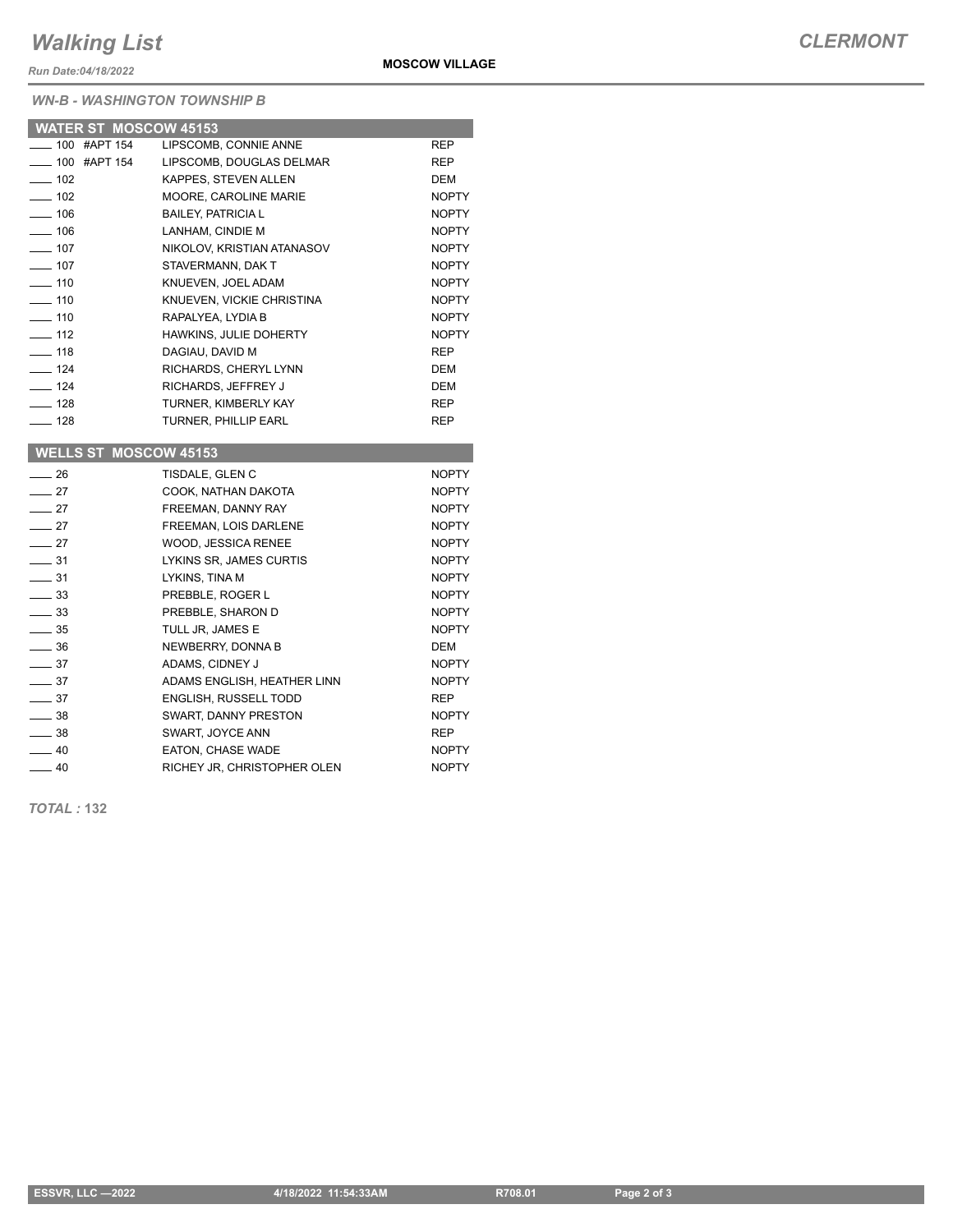# Walking List

**CLERMONT**

*Run Date:04/18/2022*

**MOSCOW VILLAGE**

*WN-B - WASHINGTON TOWNSHIP B*

## WATER ST MOSCOW 45153

| | Address | Name | Party |
|---|---|---|---|
| ____ | 100 #APT 154 | LIPSCOMB, CONNIE ANNE | REP |
| ____ | 100 #APT 154 | LIPSCOMB, DOUGLAS DELMAR | REP |
| ____ | 102 | KAPPES, STEVEN ALLEN | DEM |
| ____ | 102 | MOORE, CAROLINE MARIE | NOPTY |
| ____ | 106 | BAILEY, PATRICIA L | NOPTY |
| ____ | 106 | LANHAM, CINDIE M | NOPTY |
| ____ | 107 | NIKOLOV, KRISTIAN ATANASOV | NOPTY |
| ____ | 107 | STAVERMANN, DAK T | NOPTY |
| ____ | 110 | KNUEVEN, JOEL ADAM | NOPTY |
| ____ | 110 | KNUEVEN, VICKIE CHRISTINA | NOPTY |
| ____ | 110 | RAPALYEA, LYDIA B | NOPTY |
| ____ | 112 | HAWKINS, JULIE DOHERTY | NOPTY |
| ____ | 118 | DAGIAU, DAVID M | REP |
| ____ | 124 | RICHARDS, CHERYL LYNN | DEM |
| ____ | 124 | RICHARDS, JEFFREY J | DEM |
| ____ | 128 | TURNER, KIMBERLY KAY | REP |
| ____ | 128 | TURNER, PHILLIP EARL | REP |

## WELLS ST MOSCOW 45153

| | Address | Name | Party |
|---|---|---|---|
| ____ | 26 | TISDALE, GLEN C | NOPTY |
| ____ | 27 | COOK, NATHAN DAKOTA | NOPTY |
| ____ | 27 | FREEMAN, DANNY RAY | NOPTY |
| ____ | 27 | FREEMAN, LOIS DARLENE | NOPTY |
| ____ | 27 | WOOD, JESSICA RENEE | NOPTY |
| ____ | 31 | LYKINS SR, JAMES CURTIS | NOPTY |
| ____ | 31 | LYKINS, TINA M | NOPTY |
| ____ | 33 | PREBBLE, ROGER L | NOPTY |
| ____ | 33 | PREBBLE, SHARON D | NOPTY |
| ____ | 35 | TULL JR, JAMES E | NOPTY |
| ____ | 36 | NEWBERRY, DONNA B | DEM |
| ____ | 37 | ADAMS, CIDNEY J | NOPTY |
| ____ | 37 | ADAMS ENGLISH, HEATHER LINN | NOPTY |
| ____ | 37 | ENGLISH, RUSSELL TODD | REP |
| ____ | 38 | SWART, DANNY PRESTON | NOPTY |
| ____ | 38 | SWART, JOYCE ANN | REP |
| ____ | 40 | EATON, CHASE WADE | NOPTY |
| ____ | 40 | RICHEY JR, CHRISTOPHER OLEN | NOPTY |

*TOTAL :* **132**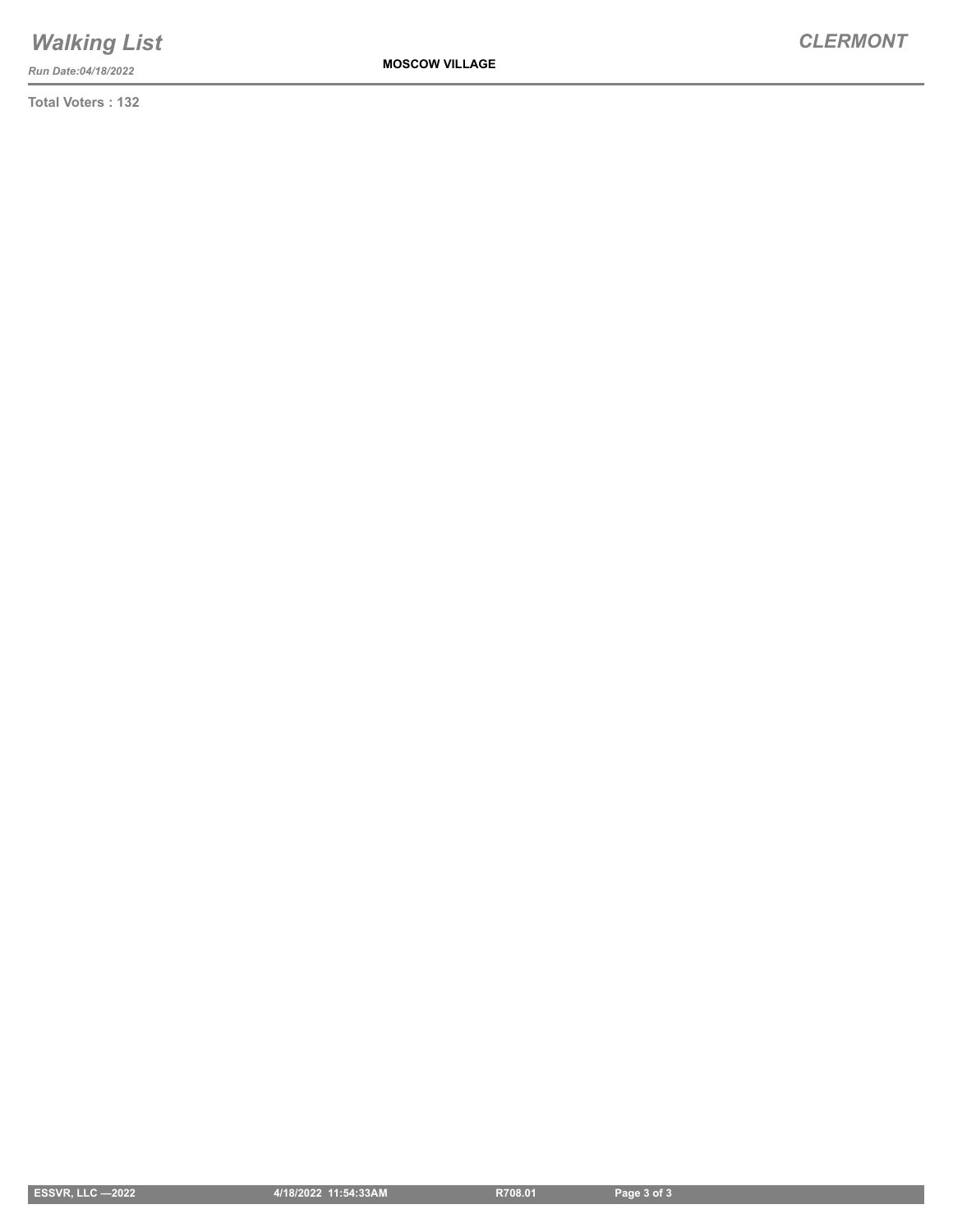Total Voters : 132